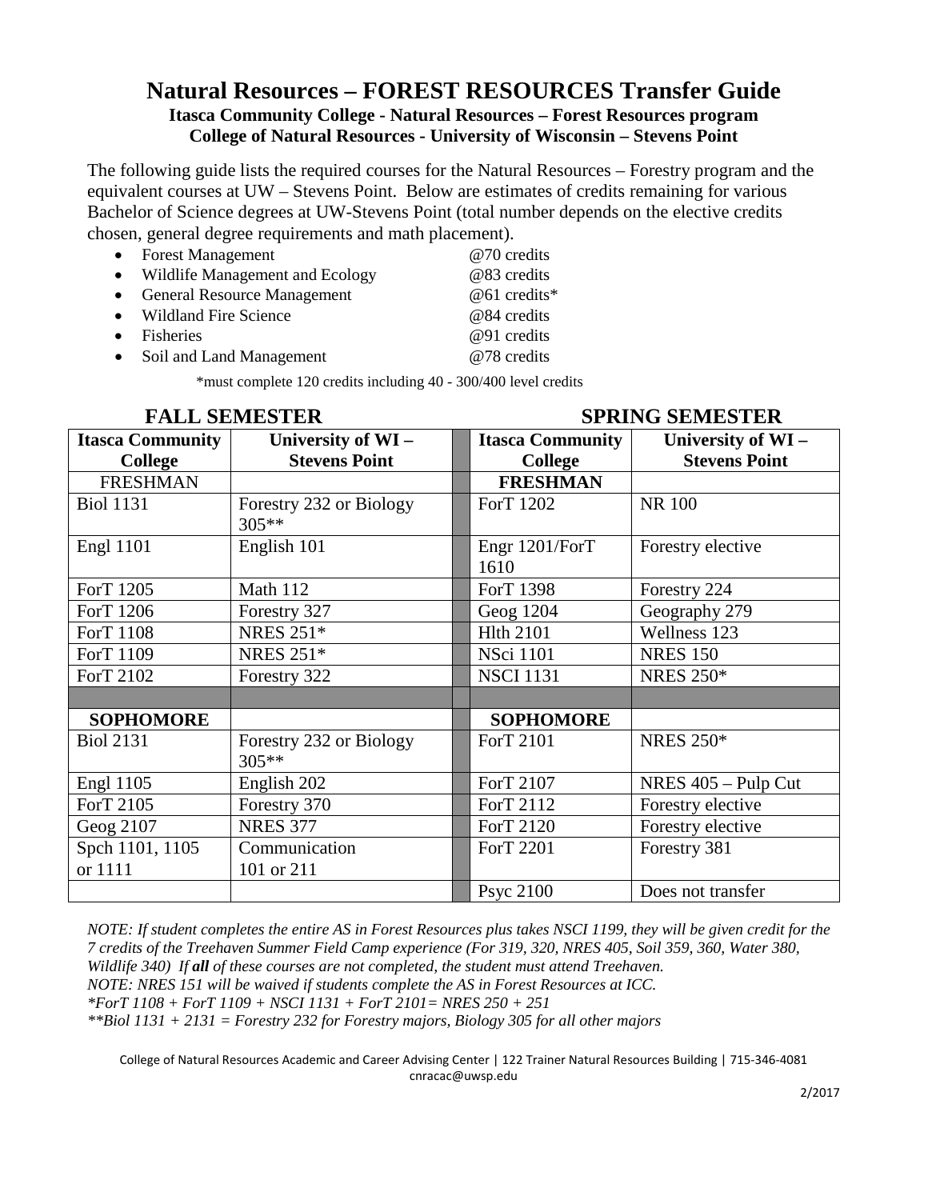# Natural Resources – FOREST RESOURCES Transfer Guide

**Itasca Community College - Natural Resources – Forest Resources program**
**College of Natural Resources - University of Wisconsin – Stevens Point**

The following guide lists the required courses for the Natural Resources – Forestry program and the equivalent courses at UW – Stevens Point. Below are estimates of credits remaining for various Bachelor of Science degrees at UW-Stevens Point (total number depends on the elective credits chosen, general degree requirements and math placement).

- Forest Management @70 credits
- Wildlife Management and Ecology @83 credits
- General Resource Management @61 credits*
- Wildland Fire Science @84 credits
- Fisheries @91 credits
- Soil and Land Management @78 credits

*must complete 120 credits including 40 - 300/400 level credits

| FALL SEMESTER | | | SPRING SEMESTER | |
|---|---|---|---|---|
| **Itasca Community College** | **University of WI – Stevens Point** | | **Itasca Community College** | **University of WI – Stevens Point** |
| FRESHMAN | | | **FRESHMAN** | |
| Biol 1131 | Forestry 232 or Biology 305** | | ForT 1202 | NR 100 |
| Engl 1101 | English 101 | | Engr 1201/ForT 1610 | Forestry elective |
| ForT 1205 | Math 112 | | ForT 1398 | Forestry 224 |
| ForT 1206 | Forestry 327 | | Geog 1204 | Geography 279 |
| ForT 1108 | NRES 251* | | Hlth 2101 | Wellness 123 |
| ForT 1109 | NRES 251* | | NSci 1101 | NRES 150 |
| ForT 2102 | Forestry 322 | | NSCI 1131 | NRES 250* |
| | | | | |
| **SOPHOMORE** | | | **SOPHOMORE** | |
| Biol 2131 | Forestry 232 or Biology 305** | | ForT 2101 | NRES 250* |
| Engl 1105 | English 202 | | ForT 2107 | NRES 405 – Pulp Cut |
| ForT 2105 | Forestry 370 | | ForT 2112 | Forestry elective |
| Geog 2107 | NRES 377 | | ForT 2120 | Forestry elective |
| Spch 1101, 1105 or 1111 | Communication 101 or 211 | | ForT 2201 | Forestry 381 |
| | | | Psyc 2100 | Does not transfer |

*NOTE: If student completes the entire AS in Forest Resources plus takes NSCI 1199, they will be given credit for the 7 credits of the Treehaven Summer Field Camp experience (For 319, 320, NRES 405, Soil 359, 360, Water 380, Wildlife 340) If **all** of these courses are not completed, the student must attend Treehaven.*

*NOTE: NRES 151 will be waived if students complete the AS in Forest Resources at ICC.*

*\*ForT 1108 + ForT 1109 + NSCI 1131 + ForT 2101= NRES 250 + 251*

*\*\*Biol 1131 + 2131 = Forestry 232 for Forestry majors, Biology 305 for all other majors*

College of Natural Resources Academic and Career Advising Center | 122 Trainer Natural Resources Building | 715-346-4081
cnracac@uwsp.edu

2/2017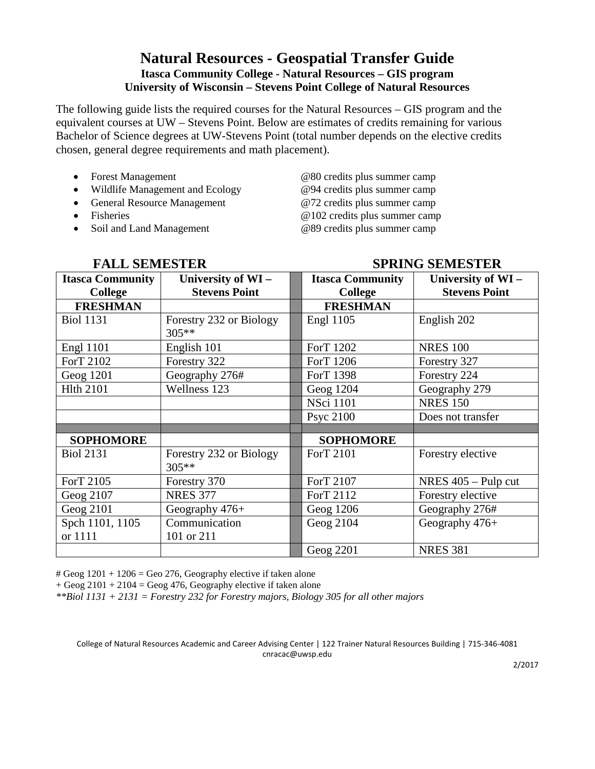# Natural Resources - Geospatial Transfer Guide

**Itasca Community College - Natural Resources – GIS program**
**University of Wisconsin – Stevens Point College of Natural Resources**

The following guide lists the required courses for the Natural Resources – GIS program and the equivalent courses at UW – Stevens Point. Below are estimates of credits remaining for various Bachelor of Science degrees at UW-Stevens Point (total number depends on the elective credits chosen, general degree requirements and math placement).

- Forest Management @80 credits plus summer camp
- Wildlife Management and Ecology @94 credits plus summer camp
- General Resource Management @72 credits plus summer camp
- Fisheries @102 credits plus summer camp
- Soil and Land Management @89 credits plus summer camp

| FALL SEMESTER | | | SPRING SEMESTER | |
|---|---|---|---|---|
| **Itasca Community College** | **University of WI – Stevens Point** | | **Itasca Community College** | **University of WI – Stevens Point** |
| **FRESHMAN** | | | **FRESHMAN** | |
| Biol 1131 | Forestry 232 or Biology 305** | | Engl 1105 | English 202 |
| Engl 1101 | English 101 | | ForT 1202 | NRES 100 |
| ForT 2102 | Forestry 322 | | ForT 1206 | Forestry 327 |
| Geog 1201 | Geography 276# | | ForT 1398 | Forestry 224 |
| Hlth 2101 | Wellness 123 | | Geog 1204 | Geography 279 |
| | | | NSci 1101 | NRES 150 |
| | | | Psyc 2100 | Does not transfer |
| **SOPHOMORE** | | | **SOPHOMORE** | |
| Biol 2131 | Forestry 232 or Biology 305** | | ForT 2101 | Forestry elective |
| ForT 2105 | Forestry 370 | | ForT 2107 | NRES 405 – Pulp cut |
| Geog 2107 | NRES 377 | | ForT 2112 | Forestry elective |
| Geog 2101 | Geography 476+ | | Geog 1206 | Geography 276# |
| Spch 1101, 1105 or 1111 | Communication 101 or 211 | | Geog 2104 | Geography 476+ |
| | | | Geog 2201 | NRES 381 |

# Geog 1201 + 1206 = Geo 276, Geography elective if taken alone

+ Geog 2101 + 2104 = Geog 476, Geography elective if taken alone

*\*\*Biol 1131 + 2131 = Forestry 232 for Forestry majors, Biology 305 for all other majors*

College of Natural Resources Academic and Career Advising Center | 122 Trainer Natural Resources Building | 715-346-4081
cnracac@uwsp.edu

2/2017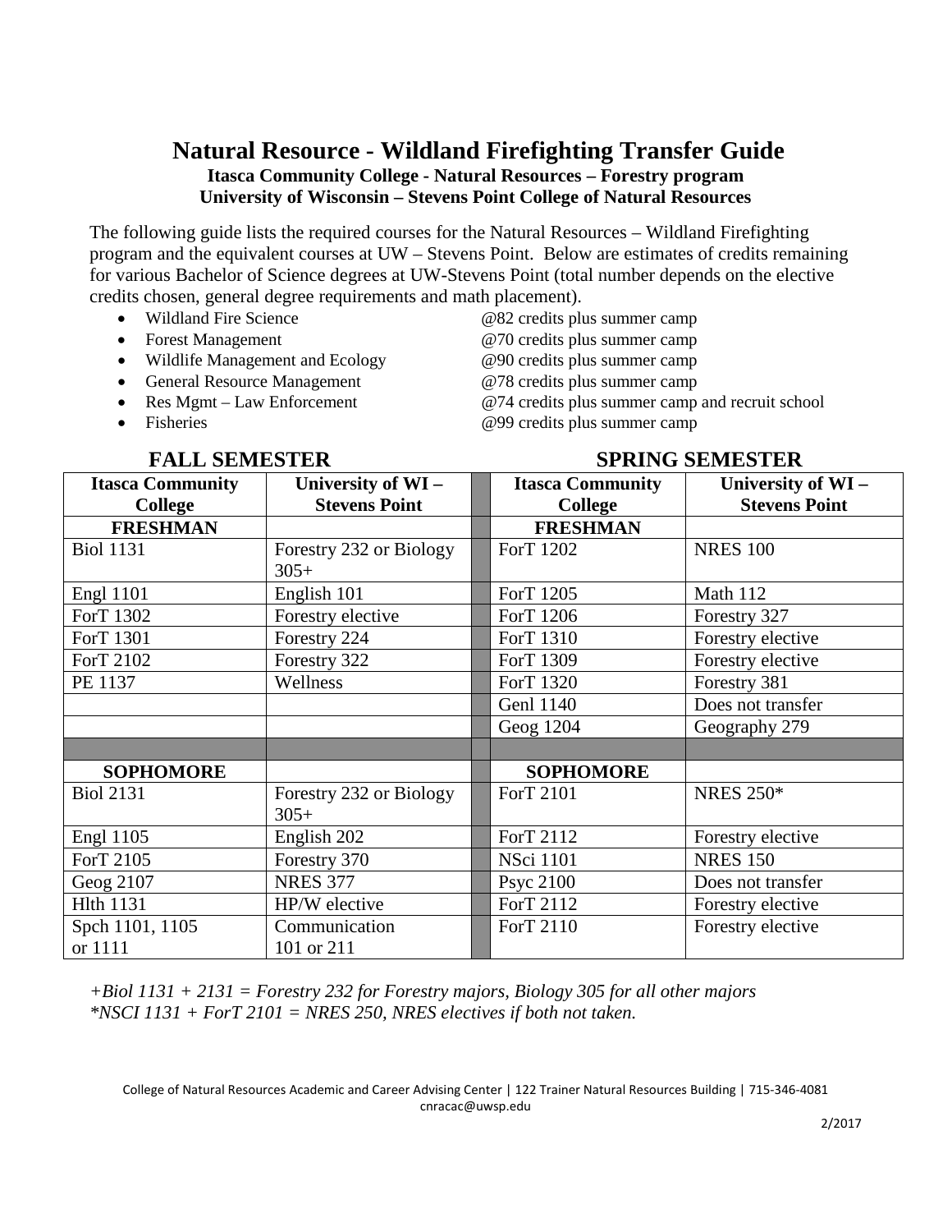# Natural Resource - Wildland Firefighting Transfer Guide

**Itasca Community College - Natural Resources – Forestry program**
**University of Wisconsin – Stevens Point College of Natural Resources**

The following guide lists the required courses for the Natural Resources – Wildland Firefighting program and the equivalent courses at UW – Stevens Point. Below are estimates of credits remaining for various Bachelor of Science degrees at UW-Stevens Point (total number depends on the elective credits chosen, general degree requirements and math placement).

- Wildland Fire Science — @82 credits plus summer camp
- Forest Management — @70 credits plus summer camp
- Wildlife Management and Ecology — @90 credits plus summer camp
- General Resource Management — @78 credits plus summer camp
- Res Mgmt – Law Enforcement — @74 credits plus summer camp and recruit school
- Fisheries — @99 credits plus summer camp

| FALL SEMESTER | | | SPRING SEMESTER | |
|---|---|---|---|---|
| **Itasca Community College** | **University of WI – Stevens Point** | | **Itasca Community College** | **University of WI – Stevens Point** |
| **FRESHMAN** | | | **FRESHMAN** | |
| Biol 1131 | Forestry 232 or Biology 305+ | | ForT 1202 | NRES 100 |
| Engl 1101 | English 101 | | ForT 1205 | Math 112 |
| ForT 1302 | Forestry elective | | ForT 1206 | Forestry 327 |
| ForT 1301 | Forestry 224 | | ForT 1310 | Forestry elective |
| ForT 2102 | Forestry 322 | | ForT 1309 | Forestry elective |
| PE 1137 | Wellness | | ForT 1320 | Forestry 381 |
| | | | Genl 1140 | Does not transfer |
| | | | Geog 1204 | Geography 279 |
| | | | | |
| **SOPHOMORE** | | | **SOPHOMORE** | |
| Biol 2131 | Forestry 232 or Biology 305+ | | ForT 2101 | NRES 250* |
| Engl 1105 | English 202 | | ForT 2112 | Forestry elective |
| ForT 2105 | Forestry 370 | | NSci 1101 | NRES 150 |
| Geog 2107 | NRES 377 | | Psyc 2100 | Does not transfer |
| Hlth 1131 | HP/W elective | | ForT 2112 | Forestry elective |
| Spch 1101, 1105 or 1111 | Communication 101 or 211 | | ForT 2110 | Forestry elective |

*+Biol 1131 + 2131 = Forestry 232 for Forestry majors, Biology 305 for all other majors*
*\*NSCI 1131 + ForT 2101 = NRES 250, NRES electives if both not taken.*

College of Natural Resources Academic and Career Advising Center | 122 Trainer Natural Resources Building | 715-346-4081
cnracac@uwsp.edu

2/2017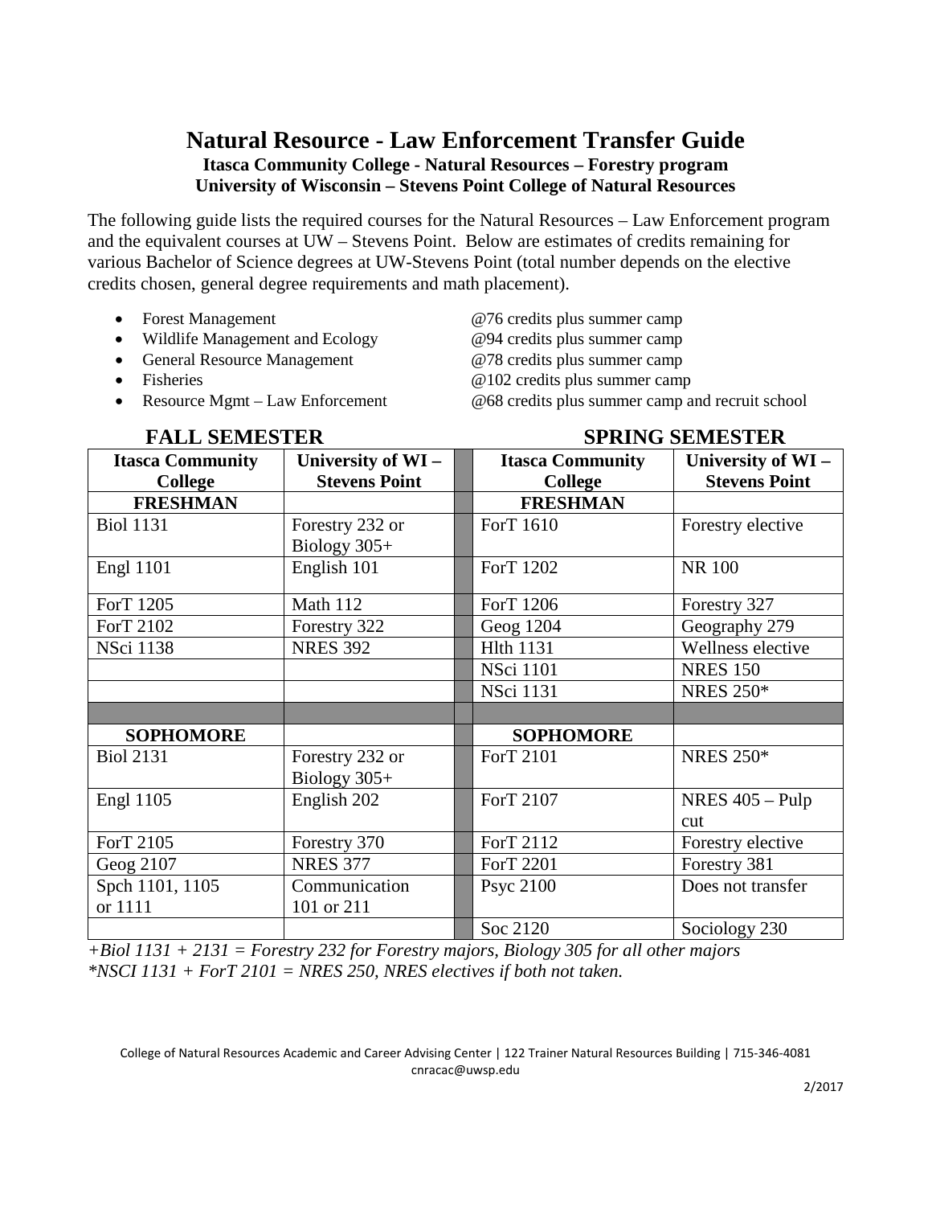# Natural Resource - Law Enforcement Transfer Guide

**Itasca Community College - Natural Resources – Forestry program**
**University of Wisconsin – Stevens Point College of Natural Resources**

The following guide lists the required courses for the Natural Resources – Law Enforcement program and the equivalent courses at UW – Stevens Point. Below are estimates of credits remaining for various Bachelor of Science degrees at UW-Stevens Point (total number depends on the elective credits chosen, general degree requirements and math placement).

- Forest Management — @76 credits plus summer camp
- Wildlife Management and Ecology — @94 credits plus summer camp
- General Resource Management — @78 credits plus summer camp
- Fisheries — @102 credits plus summer camp
- Resource Mgmt – Law Enforcement — @68 credits plus summer camp and recruit school

| FALL SEMESTER | | | SPRING SEMESTER | |
|---|---|---|---|---|
| **Itasca Community College** | **University of WI – Stevens Point** | | **Itasca Community College** | **University of WI – Stevens Point** |
| **FRESHMAN** | | | **FRESHMAN** | |
| Biol 1131 | Forestry 232 or Biology 305+ | | ForT 1610 | Forestry elective |
| Engl 1101 | English 101 | | ForT 1202 | NR 100 |
| ForT 1205 | Math 112 | | ForT 1206 | Forestry 327 |
| ForT 2102 | Forestry 322 | | Geog 1204 | Geography 279 |
| NSci 1138 | NRES 392 | | Hlth 1131 | Wellness elective |
| | | | NSci 1101 | NRES 150 |
| | | | NSci 1131 | NRES 250* |
| | | | | |
| **SOPHOMORE** | | | **SOPHOMORE** | |
| Biol 2131 | Forestry 232 or Biology 305+ | | ForT 2101 | NRES 250* |
| Engl 1105 | English 202 | | ForT 2107 | NRES 405 – Pulp cut |
| ForT 2105 | Forestry 370 | | ForT 2112 | Forestry elective |
| Geog 2107 | NRES 377 | | ForT 2201 | Forestry 381 |
| Spch 1101, 1105 or 1111 | Communication 101 or 211 | | Psyc 2100 | Does not transfer |
| | | | Soc 2120 | Sociology 230 |

*+Biol 1131 + 2131 = Forestry 232 for Forestry majors, Biology 305 for all other majors*
*\*NSCI 1131 + ForT 2101 = NRES 250, NRES electives if both not taken.*

College of Natural Resources Academic and Career Advising Center | 122 Trainer Natural Resources Building | 715-346-4081
cnracac@uwsp.edu

2/2017